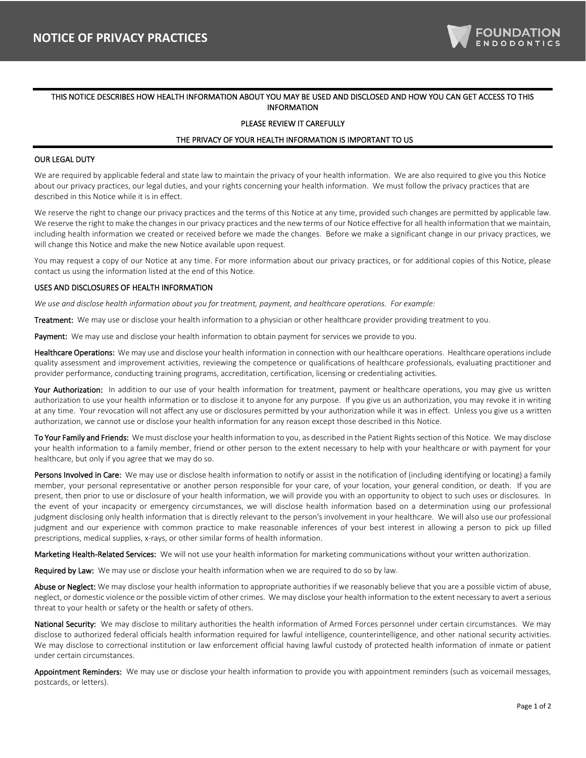# NOTICE OF PRIVACY PRACTICES

FOUNDATION ENDODONTICS

THIS NOTICE DESCRIBES HOW HEALTH INFORMATION ABOUT YOU MAY BE USED AND DISCLOSED AND HOW YOU CAN GET ACCESS TO THIS INFORMATION

PLEASE REVIEW IT CAREFULLY

THE PRIVACY OF YOUR HEALTH INFORMATION IS IMPORTANT TO US

## OUR LEGAL DUTY

We are required by applicable federal and state law to maintain the privacy of your health information. We are also required to give you this Notice about our privacy practices, our legal duties, and your rights concerning your health information. We must follow the privacy practices that are described in this Notice while it is in effect.

We reserve the right to change our privacy practices and the terms of this Notice at any time, provided such changes are permitted by applicable law. We reserve the right to make the changes in our privacy practices and the new terms of our Notice effective for all health information that we maintain, including health information we created or received before we made the changes. Before we make a significant change in our privacy practices, we will change this Notice and make the new Notice available upon request.

You may request a copy of our Notice at any time. For more information about our privacy practices, or for additional copies of this Notice, please contact us using the information listed at the end of this Notice.

## USES AND DISCLOSURES OF HEALTH INFORMATION

*We use and disclose health information about you for treatment, payment, and healthcare operations. For example:*

**Treatment:** We may use or disclose your health information to a physician or other healthcare provider providing treatment to you.

**Payment:** We may use and disclose your health information to obtain payment for services we provide to you.

**Healthcare Operations:** We may use and disclose your health information in connection with our healthcare operations. Healthcare operations include quality assessment and improvement activities, reviewing the competence or qualifications of healthcare professionals, evaluating practitioner and provider performance, conducting training programs, accreditation, certification, licensing or credentialing activities.

**Your Authorization:** In addition to our use of your health information for treatment, payment or healthcare operations, you may give us written authorization to use your health information or to disclose it to anyone for any purpose. If you give us an authorization, you may revoke it in writing at any time. Your revocation will not affect any use or disclosures permitted by your authorization while it was in effect. Unless you give us a written authorization, we cannot use or disclose your health information for any reason except those described in this Notice.

**To Your Family and Friends:** We must disclose your health information to you, as described in the Patient Rights section of this Notice. We may disclose your health information to a family member, friend or other person to the extent necessary to help with your healthcare or with payment for your healthcare, but only if you agree that we may do so.

**Persons Involved in Care:** We may use or disclose health information to notify or assist in the notification of (including identifying or locating) a family member, your personal representative or another person responsible for your care, of your location, your general condition, or death. If you are present, then prior to use or disclosure of your health information, we will provide you with an opportunity to object to such uses or disclosures. In the event of your incapacity or emergency circumstances, we will disclose health information based on a determination using our professional judgment disclosing only health information that is directly relevant to the person's involvement in your healthcare. We will also use our professional judgment and our experience with common practice to make reasonable inferences of your best interest in allowing a person to pick up filled prescriptions, medical supplies, x-rays, or other similar forms of health information.

**Marketing Health-Related Services:** We will not use your health information for marketing communications without your written authorization.

**Required by Law:** We may use or disclose your health information when we are required to do so by law.

**Abuse or Neglect:** We may disclose your health information to appropriate authorities if we reasonably believe that you are a possible victim of abuse, neglect, or domestic violence or the possible victim of other crimes. We may disclose your health information to the extent necessary to avert a serious threat to your health or safety or the health or safety of others.

**National Security:** We may disclose to military authorities the health information of Armed Forces personnel under certain circumstances. We may disclose to authorized federal officials health information required for lawful intelligence, counterintelligence, and other national security activities. We may disclose to correctional institution or law enforcement official having lawful custody of protected health information of inmate or patient under certain circumstances.

**Appointment Reminders:** We may use or disclose your health information to provide you with appointment reminders (such as voicemail messages, postcards, or letters).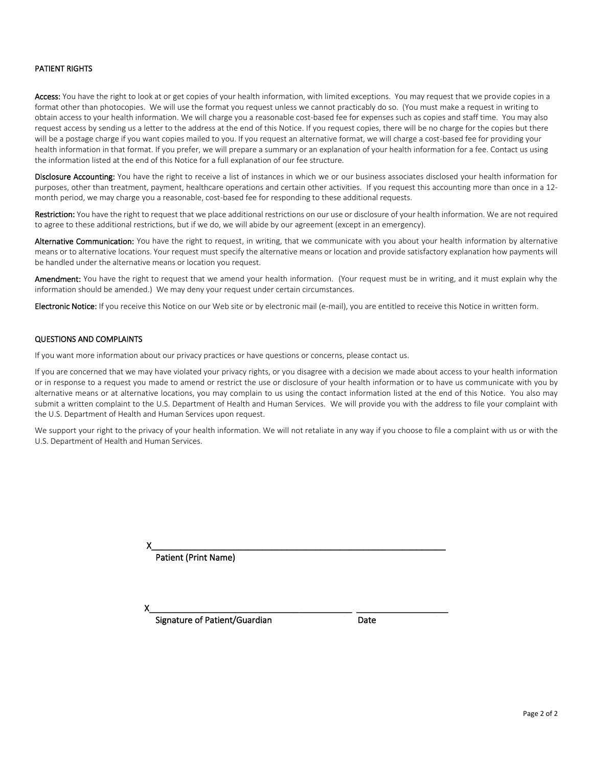## PATIENT RIGHTS

**Access:** You have the right to look at or get copies of your health information, with limited exceptions. You may request that we provide copies in a format other than photocopies. We will use the format you request unless we cannot practicably do so. (You must make a request in writing to obtain access to your health information. We will charge you a reasonable cost-based fee for expenses such as copies and staff time. You may also request access by sending us a letter to the address at the end of this Notice. If you request copies, there will be no charge for the copies but there will be a postage charge if you want copies mailed to you. If you request an alternative format, we will charge a cost-based fee for providing your health information in that format. If you prefer, we will prepare a summary or an explanation of your health information for a fee. Contact us using the information listed at the end of this Notice for a full explanation of our fee structure.

**Disclosure Accounting:** You have the right to receive a list of instances in which we or our business associates disclosed your health information for purposes, other than treatment, payment, healthcare operations and certain other activities. If you request this accounting more than once in a 12-month period, we may charge you a reasonable, cost-based fee for responding to these additional requests.

**Restriction:** You have the right to request that we place additional restrictions on our use or disclosure of your health information. We are not required to agree to these additional restrictions, but if we do, we will abide by our agreement (except in an emergency).

**Alternative Communication:** You have the right to request, in writing, that we communicate with you about your health information by alternative means or to alternative locations. Your request must specify the alternative means or location and provide satisfactory explanation how payments will be handled under the alternative means or location you request.

**Amendment:** You have the right to request that we amend your health information. (Your request must be in writing, and it must explain why the information should be amended.) We may deny your request under certain circumstances.

**Electronic Notice:** If you receive this Notice on our Web site or by electronic mail (e-mail), you are entitled to receive this Notice in written form.

## QUESTIONS AND COMPLAINTS

If you want more information about our privacy practices or have questions or concerns, please contact us.

If you are concerned that we may have violated your privacy rights, or you disagree with a decision we made about access to your health information or in response to a request you made to amend or restrict the use or disclosure of your health information or to have us communicate with you by alternative means or at alternative locations, you may complain to us using the contact information listed at the end of this Notice. You also may submit a written complaint to the U.S. Department of Health and Human Services. We will provide you with the address to file your complaint with the U.S. Department of Health and Human Services upon request.

We support your right to the privacy of your health information. We will not retaliate in any way if you choose to file a complaint with us or with the U.S. Department of Health and Human Services.

X______________________________________________________________

Patient (Print Name)

X___________________________________________ ___________________

Signature of Patient/Guardian Date